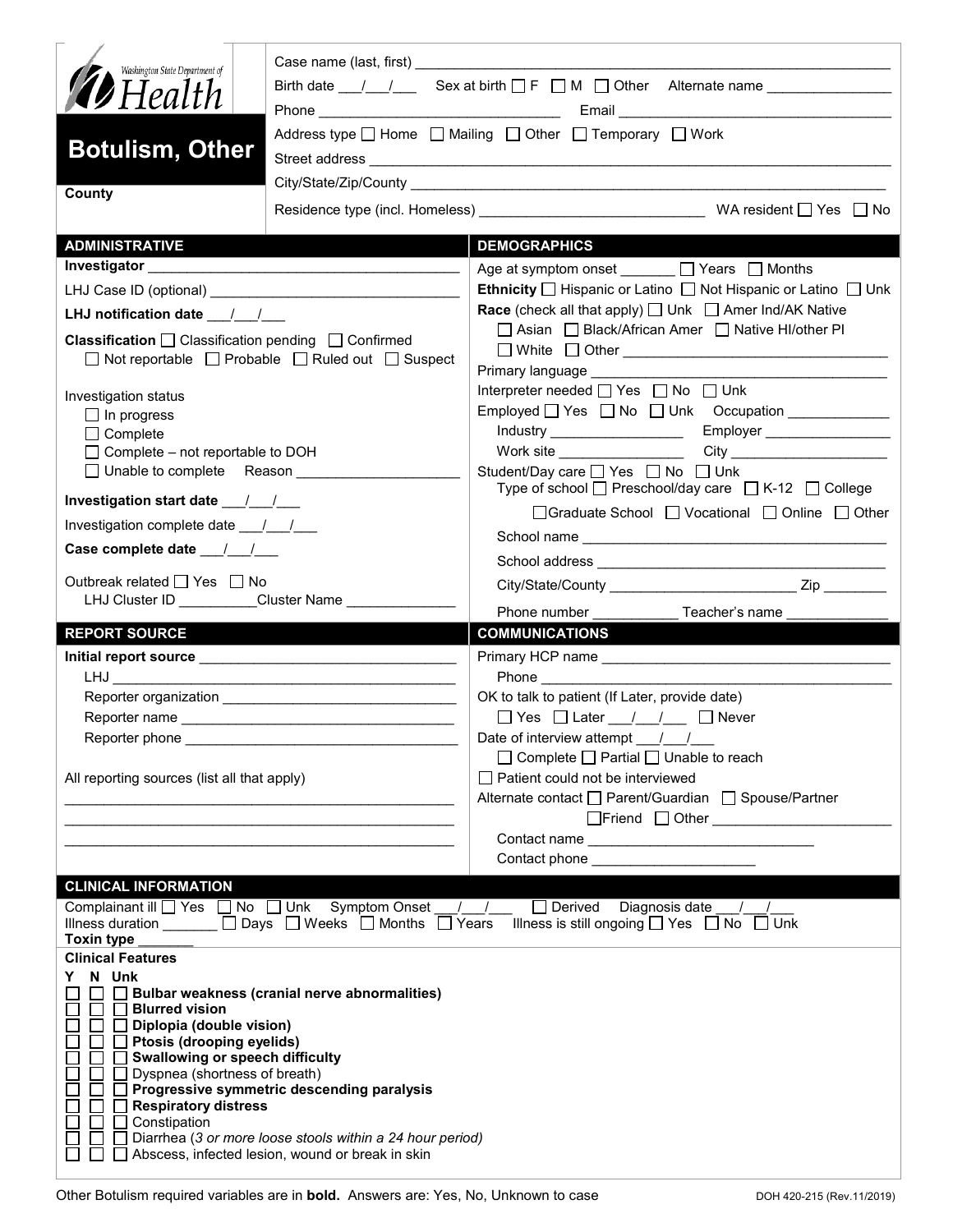Washington State Department of Health

# Botulism, Other

**County**

Case name (last, first) ___________________________________________

Birth date ___/___/___ Sex at birth ☐ F ☐ M ☐ Other Alternate name ______________

Phone ______________________________ Email ______________________________

Address type ☐ Home ☐ Mailing ☐ Other ☐ Temporary ☐ Work

Street address ___________________________________________

City/State/Zip/County ___________________________________________

Residence type (incl. Homeless) ___________________________ WA resident ☐ Yes ☐ No

## ADMINISTRATIVE

**Investigator** ______________________________________

LHJ Case ID (optional) ______________________________

**LHJ notification date** ___/___/___

**Classification** ☐ Classification pending ☐ Confirmed ☐ Not reportable ☐ Probable ☐ Ruled out ☐ Suspect

Investigation status
- ☐ In progress
- ☐ Complete
- ☐ Complete – not reportable to DOH
- ☐ Unable to complete Reason ____________________

**Investigation start date** ___/___/___

Investigation complete date ___/___/___

**Case complete date** ___/___/___

Outbreak related ☐ Yes ☐ No
LHJ Cluster ID __________Cluster Name ______________

## DEMOGRAPHICS

Age at symptom onset _______ ☐ Years ☐ Months

**Ethnicity** ☐ Hispanic or Latino ☐ Not Hispanic or Latino ☐ Unk

**Race** (check all that apply) ☐ Unk ☐ Amer Ind/AK Native ☐ Asian ☐ Black/African Amer ☐ Native HI/other PI ☐ White ☐ Other ______________________________

Primary language ______________________________

Interpreter needed ☐ Yes ☐ No ☐ Unk

Employed ☐ Yes ☐ No ☐ Unk Occupation ____________

Industry _________________ Employer _______________

Work site ________________ City ____________________

Student/Day care ☐ Yes ☐ No ☐ Unk
Type of school ☐ Preschool/day care ☐ K-12 ☐ College ☐ Graduate School ☐ Vocational ☐ Online ☐ Other

School name ______________________________

School address ______________________________

City/State/County _______________________ Zip ________

Phone number ___________ Teacher's name _____________

## REPORT SOURCE

**Initial report source** ______________________________

LHJ ______________________________

Reporter organization ______________________________

Reporter name ______________________________

Reporter phone ______________________________

All reporting sources (list all that apply)

______________________________________________

______________________________________________

______________________________________________

## COMMUNICATIONS

Primary HCP name ______________________________

Phone ______________________________

OK to talk to patient (If Later, provide date)
☐ Yes ☐ Later ___/___/___ ☐ Never

Date of interview attempt ___/___/___
☐ Complete ☐ Partial ☐ Unable to reach

☐ Patient could not be interviewed

Alternate contact ☐ Parent/Guardian ☐ Spouse/Partner ☐ Friend ☐ Other ______________________

Contact name ____________________________

Contact phone ____________________

## CLINICAL INFORMATION

Complainant ill ☐ Yes ☐ No ☐ Unk Symptom Onset ___/___/___ ☐ Derived Diagnosis date ___/___/___

Illness duration _______ ☐ Days ☐ Weeks ☐ Months ☐ Years Illness is still ongoing ☐ Yes ☐ No ☐ Unk

**Toxin type** _______

**Clinical Features**

| Y | N | Unk | |
|---|---|---|---|
| ☐ | ☐ | ☐ | **Bulbar weakness (cranial nerve abnormalities)** |
| ☐ | ☐ | ☐ | **Blurred vision** |
| ☐ | ☐ | ☐ | **Diplopia (double vision)** |
| ☐ | ☐ | ☐ | **Ptosis (drooping eyelids)** |
| ☐ | ☐ | ☐ | **Swallowing or speech difficulty** |
| ☐ | ☐ | ☐ | Dyspnea (shortness of breath) |
| ☐ | ☐ | ☐ | **Progressive symmetric descending paralysis** |
| ☐ | ☐ | ☐ | **Respiratory distress** |
| ☐ | ☐ | ☐ | Constipation |
| ☐ | ☐ | ☐ | Diarrhea (*3 or more loose stools within a 24 hour period*) |
| ☐ | ☐ | ☐ | Abscess, infected lesion, wound or break in skin |

Other Botulism required variables are in **bold**. Answers are: Yes, No, Unknown to case

DOH 420-215 (Rev.11/2019)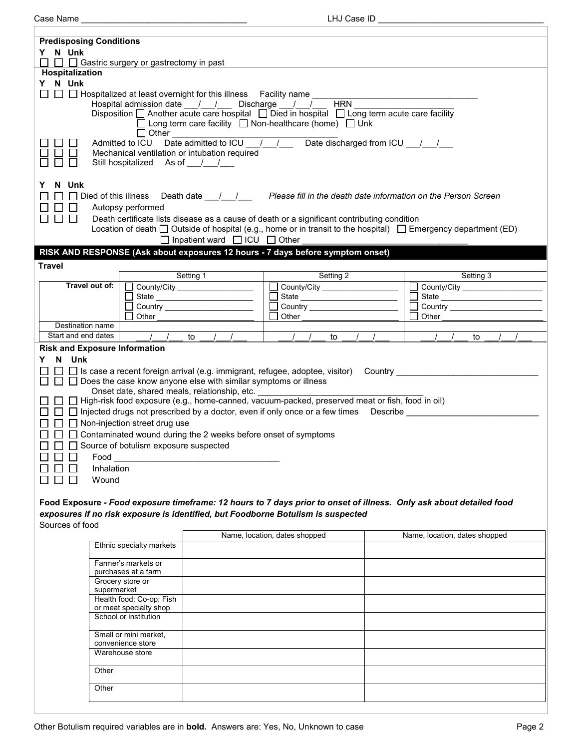Case Name ___________________________________ LHJ Case ID ___________________________________

**Predisposing Conditions**

Y N Unk

☐ ☐ ☐ Gastric surgery or gastrectomy in past

**Hospitalization**

Y N Unk

☐ ☐ ☐ Hospitalized at least overnight for this illness Facility name ___________________________________

Hospital admission date ___/___/___ Discharge ___/___/___ HRN ___________________

Disposition ☐ Another acute care hospital ☐ Died in hospital ☐ Long term acute care facility

☐ Long term care facility ☐ Non-healthcare (home) ☐ Unk

☐ Other ___________________________________

☐ ☐ ☐ Admitted to ICU Date admitted to ICU ___/___/___ Date discharged from ICU ___/___/___

☐ ☐ ☐ Mechanical ventilation or intubation required

☐ ☐ ☐ Still hospitalized As of ___/___/___

Y N Unk

☐ ☐ ☐ Died of this illness Death date ___/___/___ *Please fill in the death date information on the Person Screen*

☐ ☐ ☐ Autopsy performed

☐ ☐ ☐ Death certificate lists disease as a cause of death or a significant contributing condition

Location of death ☐ Outside of hospital (e.g., home or in transit to the hospital) ☐ Emergency department (ED)

☐ Inpatient ward ☐ ICU ☐ Other ___________________________________

## RISK AND RESPONSE (Ask about exposures 12 hours - 7 days before symptom onset)

**Travel**

| | Setting 1 | Setting 2 | Setting 3 |
|---|---|---|---|
| **Travel out of:** | ☐ County/City ________ ☐ State ________ ☐ Country ________ ☐ Other ________ | ☐ County/City ________ ☐ State ________ ☐ Country ________ ☐ Other ________ | ☐ County/City ________ ☐ State ________ ☐ Country ________ ☐ Other ________ |
| Destination name | | | |
| Start and end dates | ___/___/___ to ___/___/___ | ___/___/___ to ___/___/___ | ___/___/___ to ___/___/___ |

**Risk and Exposure Information**

Y N Unk

☐ ☐ ☐ Is case a recent foreign arrival (e.g. immigrant, refugee, adoptee, visitor) Country ______________________________

☐ ☐ ☐ Does the case know anyone else with similar symptoms or illness

Onset date, shared meals, relationship, etc. ___________________________________

☐ ☐ ☐ High-risk food exposure (e.g., home-canned, vacuum-packed, preserved meat or fish, food in oil)

☐ ☐ ☐ Injected drugs not prescribed by a doctor, even if only once or a few times Describe ____________________________

☐ ☐ ☐ Non-injection street drug use

☐ ☐ ☐ Contaminated wound during the 2 weeks before onset of symptoms

☐ ☐ ☐ Source of botulism exposure suspected

☐ ☐ ☐ Food ___________________________________

☐ ☐ ☐ Inhalation

☐ ☐ ☐ Wound

**Food Exposure -** ***Food exposure timeframe: 12 hours to 7 days prior to onset of illness. Only ask about detailed food exposures if no risk exposure is identified, but Foodborne Botulism is suspected***

Sources of food

| | Name, location, dates shopped | Name, location, dates shopped |
|---|---|---|
| Ethnic specialty markets | | |
| Farmer's markets or purchases at a farm | | |
| Grocery store or supermarket | | |
| Health food; Co-op; Fish or meat specialty shop | | |
| School or institution | | |
| Small or mini market, convenience store | | |
| Warehouse store | | |
| Other | | |
| Other | | |

Other Botulism required variables are in **bold**. Answers are: Yes, No, Unknown to case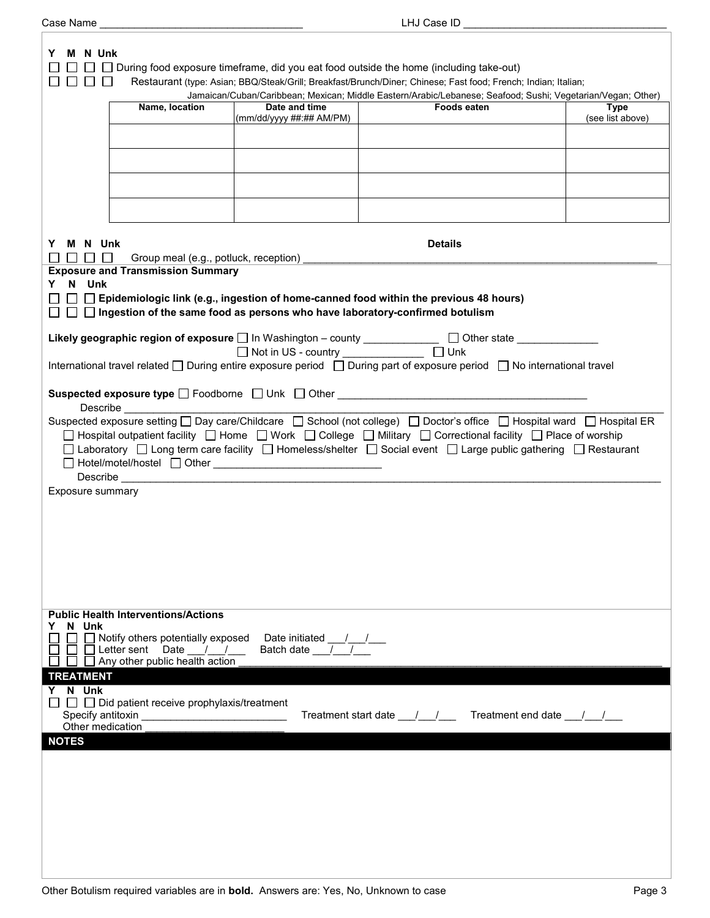Case Name ______________________________ LHJ Case ID ______________________________

**Y M N Unk**

☐ ☐ ☐ ☐ During food exposure timeframe, did you eat food outside the home (including take-out)

☐ ☐ ☐ ☐ Restaurant (type: Asian; BBQ/Steak/Grill; Breakfast/Brunch/Diner; Chinese; Fast food; French; Indian; Italian; Jamaican/Cuban/Caribbean; Mexican; Middle Eastern/Arabic/Lebanese; Seafood; Sushi; Vegetarian/Vegan; Other)

| Name, location | Date and time (mm/dd/yyyy ##:## AM/PM) | Foods eaten | Type (see list above) |
|---|---|---|---|
| | | | |
| | | | |
| | | | |
| | | | |

**Y M N Unk** **Details**

☐ ☐ ☐ ☐ Group meal (e.g., potluck, reception) ______________________________

**Exposure and Transmission Summary**

**Y N Unk**

☐ ☐ ☐ **Epidemiologic link (e.g., ingestion of home-canned food within the previous 48 hours)**

☐ ☐ ☐ **Ingestion of the same food as persons who have laboratory-confirmed botulism**

**Likely geographic region of exposure** ☐ In Washington – county ____________ ☐ Other state _____________
☐ Not in US - country _____________ ☐ Unk

International travel related ☐ During entire exposure period ☐ During part of exposure period ☐ No international travel

**Suspected exposure type** ☐ Foodborne ☐ Unk ☐ Other ______________________________

Describe ______________________________

Suspected exposure setting ☐ Day care/Childcare ☐ School (not college) ☐ Doctor's office ☐ Hospital ward ☐ Hospital ER ☐ Hospital outpatient facility ☐ Home ☐ Work ☐ College ☐ Military ☐ Correctional facility ☐ Place of worship ☐ Laboratory ☐ Long term care facility ☐ Homeless/shelter ☐ Social event ☐ Large public gathering ☐ Restaurant ☐ Hotel/motel/hostel ☐ Other ______________________________

Describe ______________________________

Exposure summary

**Public Health Interventions/Actions**

**Y N Unk**

☐ ☐ ☐ Notify others potentially exposed Date initiated ___/___/___

☐ ☐ ☐ Letter sent Date ___/___/___ Batch date ___/___/___

☐ ☐ ☐ Any other public health action ______________________________

## TREATMENT

**Y N Unk**

☐ ☐ ☐ Did patient receive prophylaxis/treatment

Specify antitoxin ______________________ Treatment start date ___/___/___ Treatment end date ___/___/___

Other medication ______________________

## NOTES

Other Botulism required variables are in **bold.** Answers are: Yes, No, Unknown to case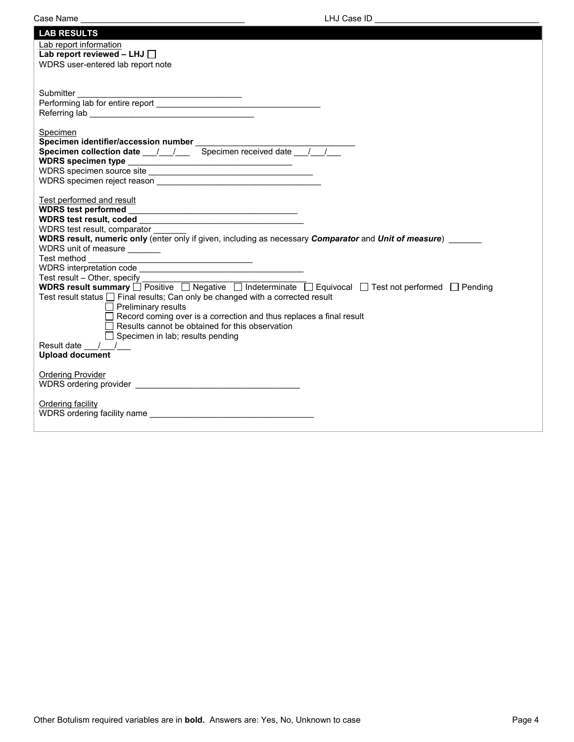Case Name ________________________________ LHJ Case ID ________________________________

## LAB RESULTS

Lab report information

**Lab report reviewed – LHJ** ☐

WDRS user-entered lab report note

Submitter ________________________________

Performing lab for entire report ________________________________

Referring lab ________________________________

Specimen

**Specimen identifier/accession number** ________________________________

**Specimen collection date** ___/___/___ Specimen received date ___/___/___

**WDRS specimen type** ________________________________

WDRS specimen source site ________________________________

WDRS specimen reject reason ________________________________

Test performed and result

**WDRS test performed** ________________________________

**WDRS test result, coded** ________________________________

WDRS test result, comparator _______

**WDRS result, numeric only** (enter only if given, including as necessary ***Comparator*** and ***Unit of measure***) _______

WDRS unit of measure _______

Test method ________________________________

WDRS interpretation code ________________________________

Test result – Other, specify ________________________________

**WDRS result summary** ☐ Positive ☐ Negative ☐ Indeterminate ☐ Equivocal ☐ Test not performed ☐ Pending

Test result status ☐ Final results; Can only be changed with a corrected result
- ☐ Preliminary results
- ☐ Record coming over is a correction and thus replaces a final result
- ☐ Results cannot be obtained for this observation
- ☐ Specimen in lab; results pending

Result date ___/___/___

**Upload document**

Ordering Provider

WDRS ordering provider ________________________________

Ordering facility

WDRS ordering facility name ________________________________

Other Botulism required variables are in **bold.** Answers are: Yes, No, Unknown to case